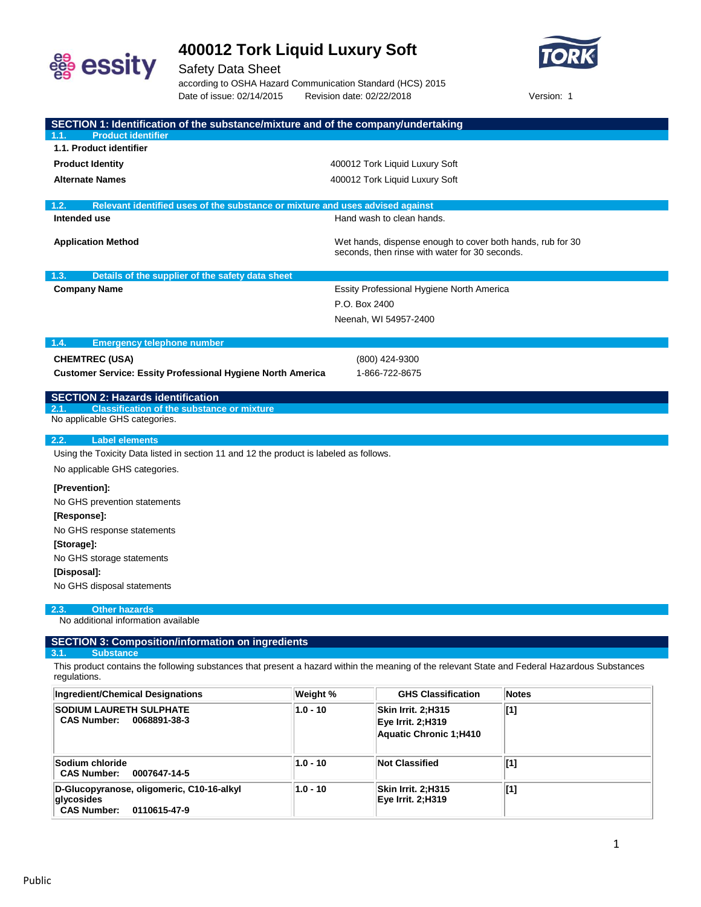# 400012 Tork Liquid Luxury Soft

Safety Data Sheet

according to OSHA Hazard Communication Standard (HCS) 2015

Date of issue: 02/14/2015 Revision date: 02/22/2018 Version: 1

## SECTION 1: Identification of the substance/mixture and of the company/undertaking

### 1.1. Product identifier

**1.1. Product identifier**

| | |
|---|---|
| **Product Identity** | 400012 Tork Liquid Luxury Soft |
| **Alternate Names** | 400012 Tork Liquid Luxury Soft |

### 1.2. Relevant identified uses of the substance or mixture and uses advised against

| | |
|---|---|
| **Intended use** | Hand wash to clean hands. |
| **Application Method** | Wet hands, dispense enough to cover both hands, rub for 30 seconds, then rinse with water for 30 seconds. |

### 1.3. Details of the supplier of the safety data sheet

**Company Name**

Essity Professional Hygiene North America
P.O. Box 2400
Neenah, WI 54957-2400

### 1.4. Emergency telephone number

| | |
|---|---|
| **CHEMTREC (USA)** | (800) 424-9300 |
| **Customer Service: Essity Professional Hygiene North America** | 1-866-722-8675 |

## SECTION 2: Hazards identification

### 2.1. Classification of the substance or mixture

No applicable GHS categories.

### 2.2. Label elements

Using the Toxicity Data listed in section 11 and 12 the product is labeled as follows.

No applicable GHS categories.

**[Prevention]:**

No GHS prevention statements

**[Response]:**

No GHS response statements

**[Storage]:**

No GHS storage statements

**[Disposal]:**

No GHS disposal statements

### 2.3. Other hazards

No additional information available

## SECTION 3: Composition/information on ingredients

### 3.1. Substance

This product contains the following substances that present a hazard within the meaning of the relevant State and Federal Hazardous Substances regulations.

| Ingredient/Chemical Designations | Weight % | GHS Classification | Notes |
|---|---|---|---|
| **SODIUM LAURETH SULPHATE**<br>**CAS Number: 0068891-38-3** | **1.0 - 10** | **Skin Irrit. 2;H315**<br>**Eye Irrit. 2;H319**<br>**Aquatic Chronic 1;H410** | **[1]** |
| **Sodium chloride**<br>**CAS Number: 0007647-14-5** | **1.0 - 10** | **Not Classified** | **[1]** |
| **D-Glucopyranose, oligomeric, C10-16-alkyl glycosides**<br>**CAS Number: 0110615-47-9** | **1.0 - 10** | **Skin Irrit. 2;H315**<br>**Eye Irrit. 2;H319** | **[1]** |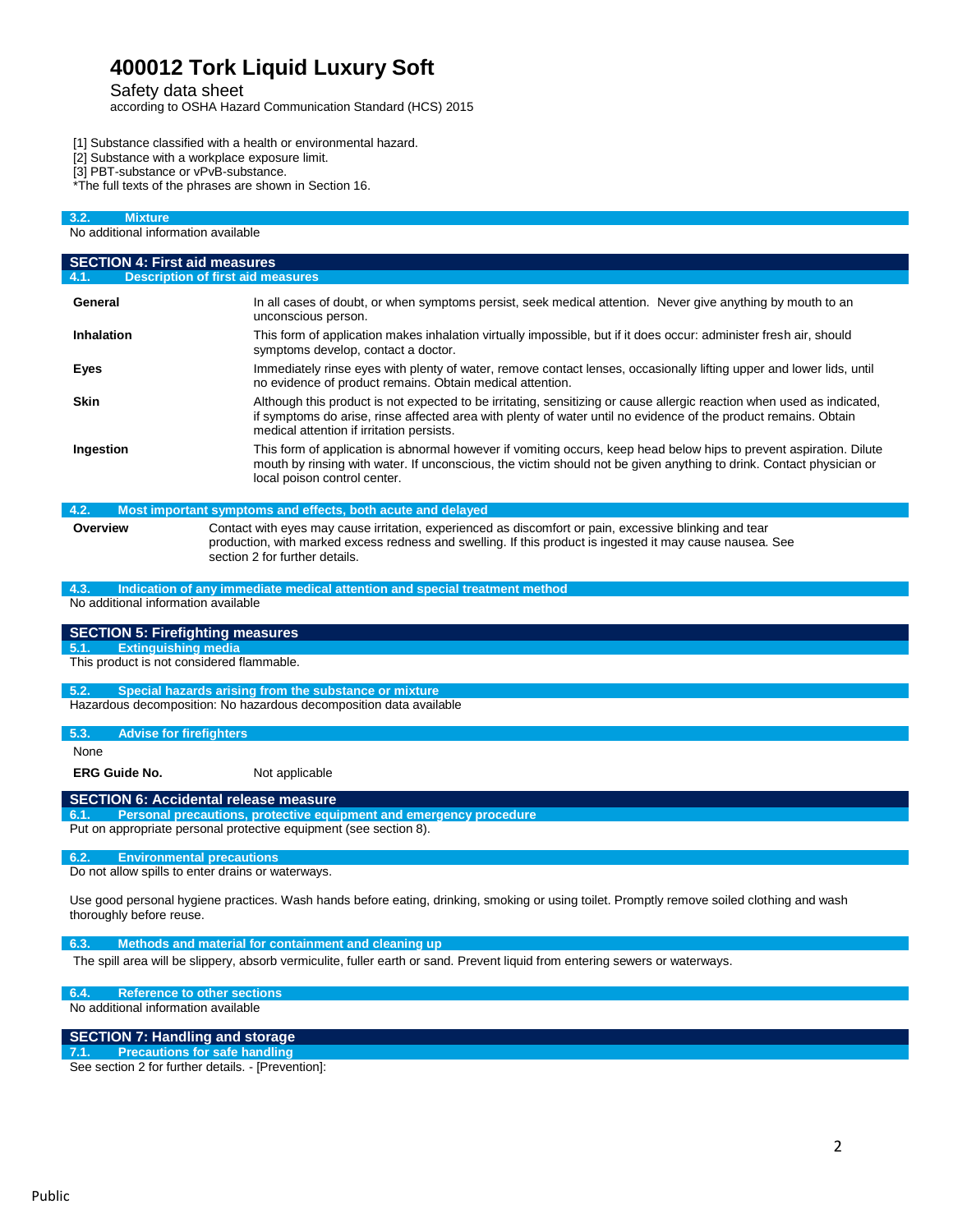[1] Substance classified with a health or environmental hazard.
[2] Substance with a workplace exposure limit.
[3] PBT-substance or vPvB-substance.
*The full texts of the phrases are shown in Section 16.

### 3.2. Mixture

No additional information available

## SECTION 4: First aid measures

### 4.1. Description of first aid measures

**General**
In all cases of doubt, or when symptoms persist, seek medical attention. Never give anything by mouth to an unconscious person.

**Inhalation**
This form of application makes inhalation virtually impossible, but if it does occur: administer fresh air, should symptoms develop, contact a doctor.

**Eyes**
Immediately rinse eyes with plenty of water, remove contact lenses, occasionally lifting upper and lower lids, until no evidence of product remains. Obtain medical attention.

**Skin**
Although this product is not expected to be irritating, sensitizing or cause allergic reaction when used as indicated, if symptoms do arise, rinse affected area with plenty of water until no evidence of the product remains. Obtain medical attention if irritation persists.

**Ingestion**
This form of application is abnormal however if vomiting occurs, keep head below hips to prevent aspiration. Dilute mouth by rinsing with water. If unconscious, the victim should not be given anything to drink. Contact physician or local poison control center.

### 4.2. Most important symptoms and effects, both acute and delayed

**Overview**
Contact with eyes may cause irritation, experienced as discomfort or pain, excessive blinking and tear production, with marked excess redness and swelling. If this product is ingested it may cause nausea. See section 2 for further details.

### 4.3. Indication of any immediate medical attention and special treatment method

No additional information available

## SECTION 5: Firefighting measures

### 5.1. Extinguishing media

This product is not considered flammable.

### 5.2. Special hazards arising from the substance or mixture

Hazardous decomposition: No hazardous decomposition data available

### 5.3. Advise for firefighters

None

**ERG Guide No.** Not applicable

## SECTION 6: Accidental release measure

### 6.1. Personal precautions, protective equipment and emergency procedure

Put on appropriate personal protective equipment (see section 8).

### 6.2. Environmental precautions

Do not allow spills to enter drains or waterways.

Use good personal hygiene practices. Wash hands before eating, drinking, smoking or using toilet. Promptly remove soiled clothing and wash thoroughly before reuse.

### 6.3. Methods and material for containment and cleaning up

The spill area will be slippery, absorb vermiculite, fuller earth or sand. Prevent liquid from entering sewers or waterways.

### 6.4. Reference to other sections

No additional information available

## SECTION 7: Handling and storage

### 7.1. Precautions for safe handling

See section 2 for further details. - [Prevention]: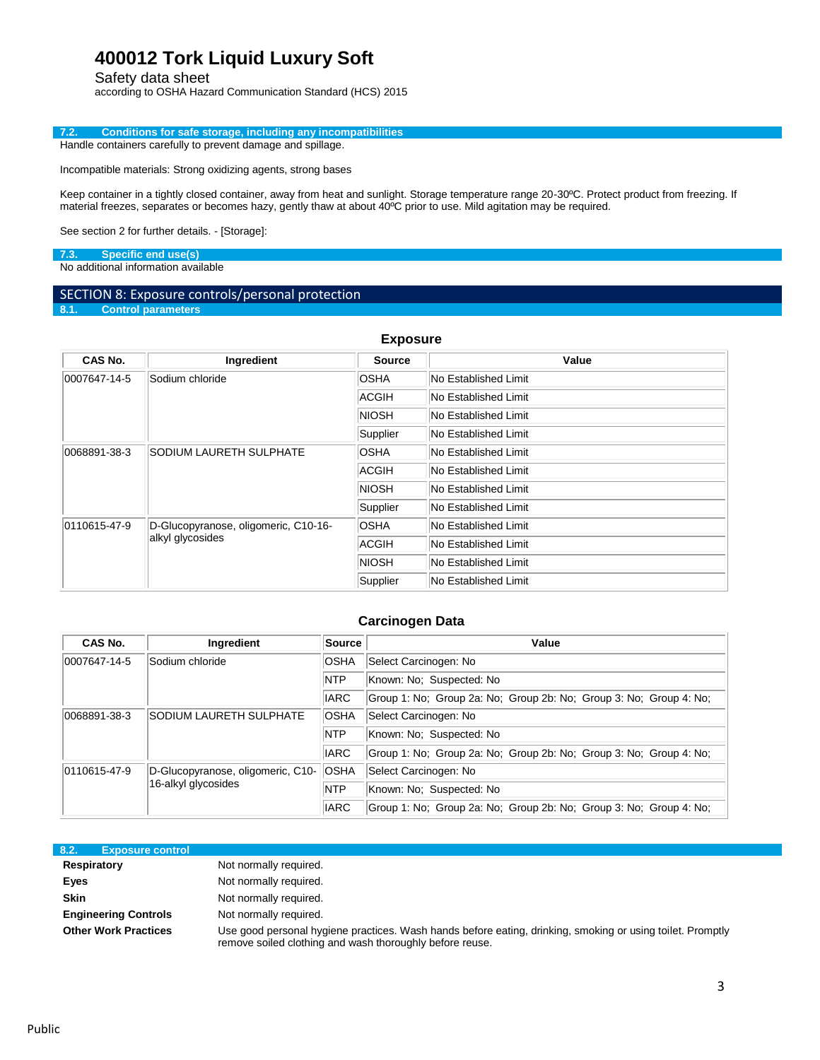### 7.2. Conditions for safe storage, including any incompatibilities

Handle containers carefully to prevent damage and spillage.

Incompatible materials: Strong oxidizing agents, strong bases

Keep container in a tightly closed container, away from heat and sunlight. Storage temperature range 20-30ºC. Protect product from freezing. If material freezes, separates or becomes hazy, gently thaw at about 40ºC prior to use. Mild agitation may be required.

See section 2 for further details. - [Storage]:

### 7.3. Specific end use(s)

No additional information available

## SECTION 8: Exposure controls/personal protection

### 8.1. Control parameters

**Exposure**

| CAS No. | Ingredient | Source | Value |
|---|---|---|---|
| 0007647-14-5 | Sodium chloride | OSHA | No Established Limit |
| | | ACGIH | No Established Limit |
| | | NIOSH | No Established Limit |
| | | Supplier | No Established Limit |
| 0068891-38-3 | SODIUM LAURETH SULPHATE | OSHA | No Established Limit |
| | | ACGIH | No Established Limit |
| | | NIOSH | No Established Limit |
| | | Supplier | No Established Limit |
| 0110615-47-9 | D-Glucopyranose, oligomeric, C10-16-alkyl glycosides | OSHA | No Established Limit |
| | | ACGIH | No Established Limit |
| | | NIOSH | No Established Limit |
| | | Supplier | No Established Limit |

**Carcinogen Data**

| CAS No. | Ingredient | Source | Value |
|---|---|---|---|
| 0007647-14-5 | Sodium chloride | OSHA | Select Carcinogen: No |
| | | NTP | Known: No; Suspected: No |
| | | IARC | Group 1: No; Group 2a: No; Group 2b: No; Group 3: No; Group 4: No; |
| 0068891-38-3 | SODIUM LAURETH SULPHATE | OSHA | Select Carcinogen: No |
| | | NTP | Known: No; Suspected: No |
| | | IARC | Group 1: No; Group 2a: No; Group 2b: No; Group 3: No; Group 4: No; |
| 0110615-47-9 | D-Glucopyranose, oligomeric, C10-16-alkyl glycosides | OSHA | Select Carcinogen: No |
| | | NTP | Known: No; Suspected: No |
| | | IARC | Group 1: No; Group 2a: No; Group 2b: No; Group 3: No; Group 4: No; |

### 8.2. Exposure control

**Respiratory** Not normally required.

**Eyes** Not normally required.

**Skin** Not normally required.

**Engineering Controls** Not normally required.

**Other Work Practices** Use good personal hygiene practices. Wash hands before eating, drinking, smoking or using toilet. Promptly remove soiled clothing and wash thoroughly before reuse.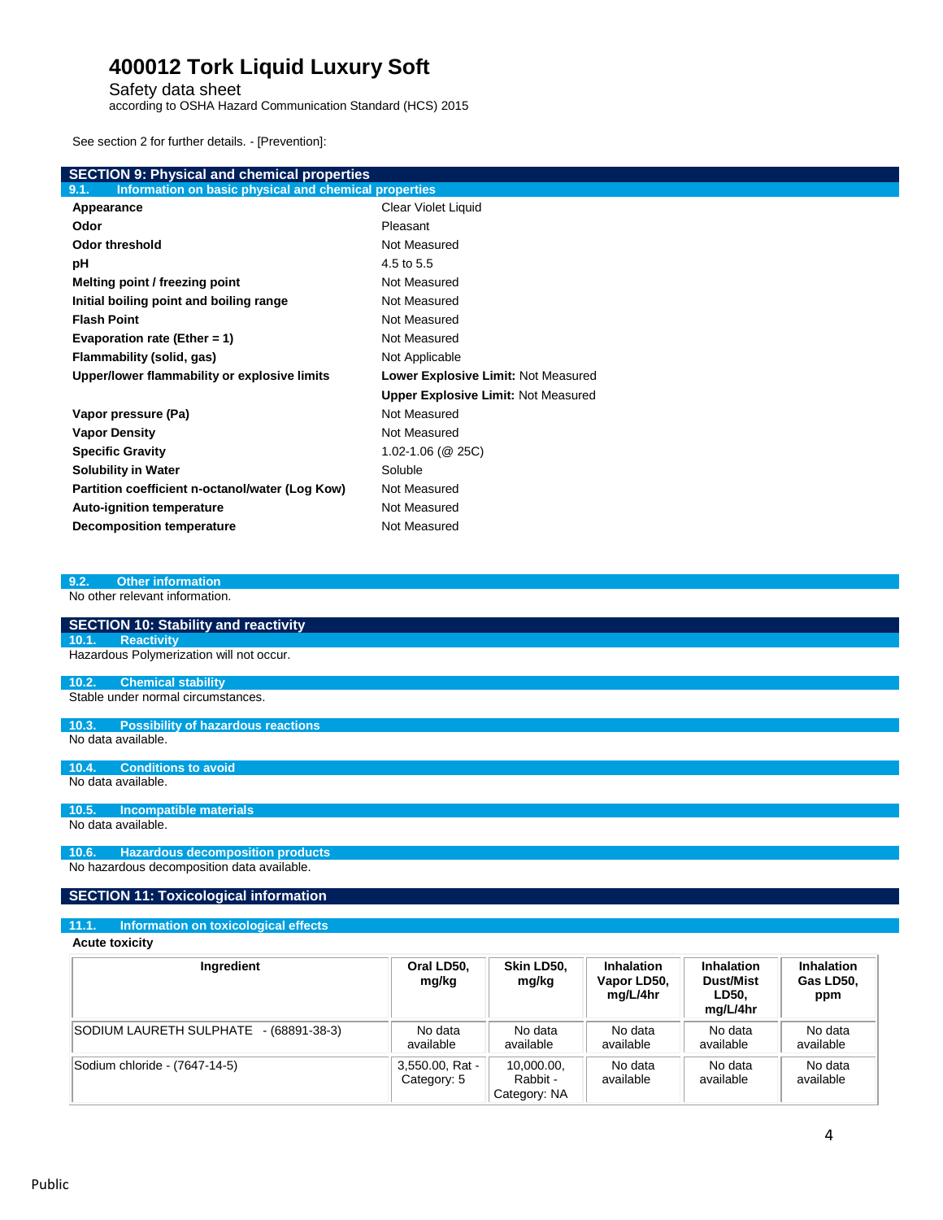See section 2 for further details. - [Prevention]:

## SECTION 9: Physical and chemical properties

### 9.1. Information on basic physical and chemical properties

| | |
|---|---|
| **Appearance** | Clear Violet Liquid |
| **Odor** | Pleasant |
| **Odor threshold** | Not Measured |
| **pH** | 4.5 to 5.5 |
| **Melting point / freezing point** | Not Measured |
| **Initial boiling point and boiling range** | Not Measured |
| **Flash Point** | Not Measured |
| **Evaporation rate (Ether = 1)** | Not Measured |
| **Flammability (solid, gas)** | Not Applicable |
| **Upper/lower flammability or explosive limits** | **Lower Explosive Limit:** Not Measured<br>**Upper Explosive Limit:** Not Measured |
| **Vapor pressure (Pa)** | Not Measured |
| **Vapor Density** | Not Measured |
| **Specific Gravity** | 1.02-1.06 (@ 25C) |
| **Solubility in Water** | Soluble |
| **Partition coefficient n-octanol/water (Log Kow)** | Not Measured |
| **Auto-ignition temperature** | Not Measured |
| **Decomposition temperature** | Not Measured |

### 9.2. Other information

No other relevant information.

## SECTION 10: Stability and reactivity

### 10.1. Reactivity

Hazardous Polymerization will not occur.

### 10.2. Chemical stability

Stable under normal circumstances.

### 10.3. Possibility of hazardous reactions

No data available.

### 10.4. Conditions to avoid

No data available.

### 10.5. Incompatible materials

No data available.

### 10.6. Hazardous decomposition products

No hazardous decomposition data available.

## SECTION 11: Toxicological information

### 11.1. Information on toxicological effects

**Acute toxicity**

| Ingredient | Oral LD50, mg/kg | Skin LD50, mg/kg | Inhalation Vapor LD50, mg/L/4hr | Inhalation Dust/Mist LD50, mg/L/4hr | Inhalation Gas LD50, ppm |
|---|---|---|---|---|---|
| SODIUM LAURETH SULPHATE - (68891-38-3) | No data available | No data available | No data available | No data available | No data available |
| Sodium chloride - (7647-14-5) | 3,550.00, Rat - Category: 5 | 10,000.00, Rabbit - Category: NA | No data available | No data available | No data available |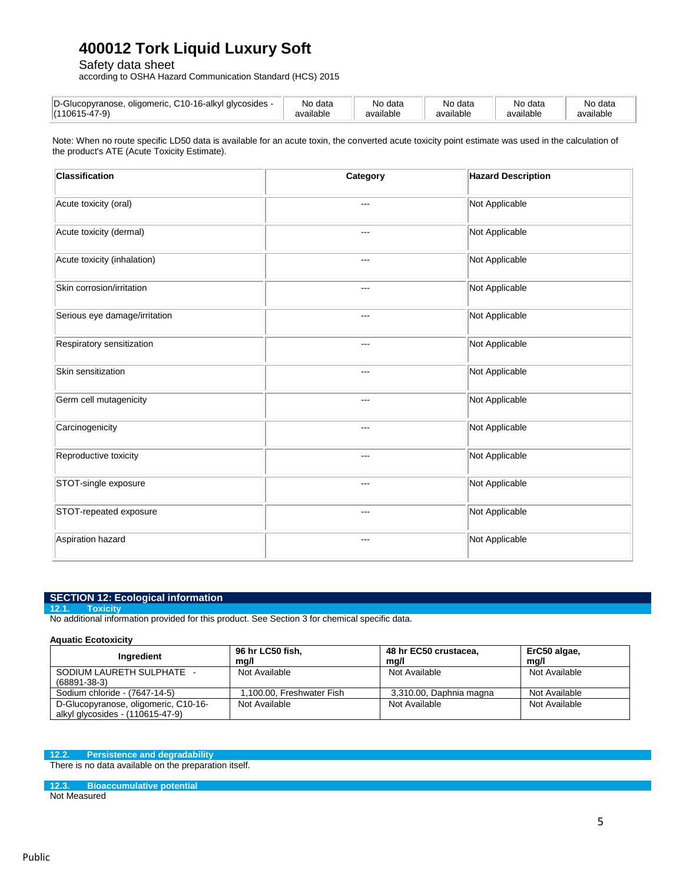| D-Glucopyranose, oligomeric, C10-16-alkyl glycosides - (110615-47-9) | No data available | No data available | No data available | No data available | No data available |
|---|---|---|---|---|---|

Note: When no route specific LD50 data is available for an acute toxin, the converted acute toxicity point estimate was used in the calculation of the product's ATE (Acute Toxicity Estimate).

| Classification | Category | Hazard Description |
|---|---|---|
| Acute toxicity (oral) | --- | Not Applicable |
| Acute toxicity (dermal) | --- | Not Applicable |
| Acute toxicity (inhalation) | --- | Not Applicable |
| Skin corrosion/irritation | --- | Not Applicable |
| Serious eye damage/irritation | --- | Not Applicable |
| Respiratory sensitization | --- | Not Applicable |
| Skin sensitization | --- | Not Applicable |
| Germ cell mutagenicity | --- | Not Applicable |
| Carcinogenicity | --- | Not Applicable |
| Reproductive toxicity | --- | Not Applicable |
| STOT-single exposure | --- | Not Applicable |
| STOT-repeated exposure | --- | Not Applicable |
| Aspiration hazard | --- | Not Applicable |

## SECTION 12: Ecological information

### 12.1. Toxicity

No additional information provided for this product. See Section 3 for chemical specific data.

**Aquatic Ecotoxicity**

| Ingredient | 96 hr LC50 fish, mg/l | 48 hr EC50 crustacea, mg/l | ErC50 algae, mg/l |
|---|---|---|---|
| SODIUM LAURETH SULPHATE - (68891-38-3) | Not Available | Not Available | Not Available |
| Sodium chloride - (7647-14-5) | 1,100.00, Freshwater Fish | 3,310.00, Daphnia magna | Not Available |
| D-Glucopyranose, oligomeric, C10-16-alkyl glycosides - (110615-47-9) | Not Available | Not Available | Not Available |

### 12.2. Persistence and degradability

There is no data available on the preparation itself.

### 12.3. Bioaccumulative potential

Not Measured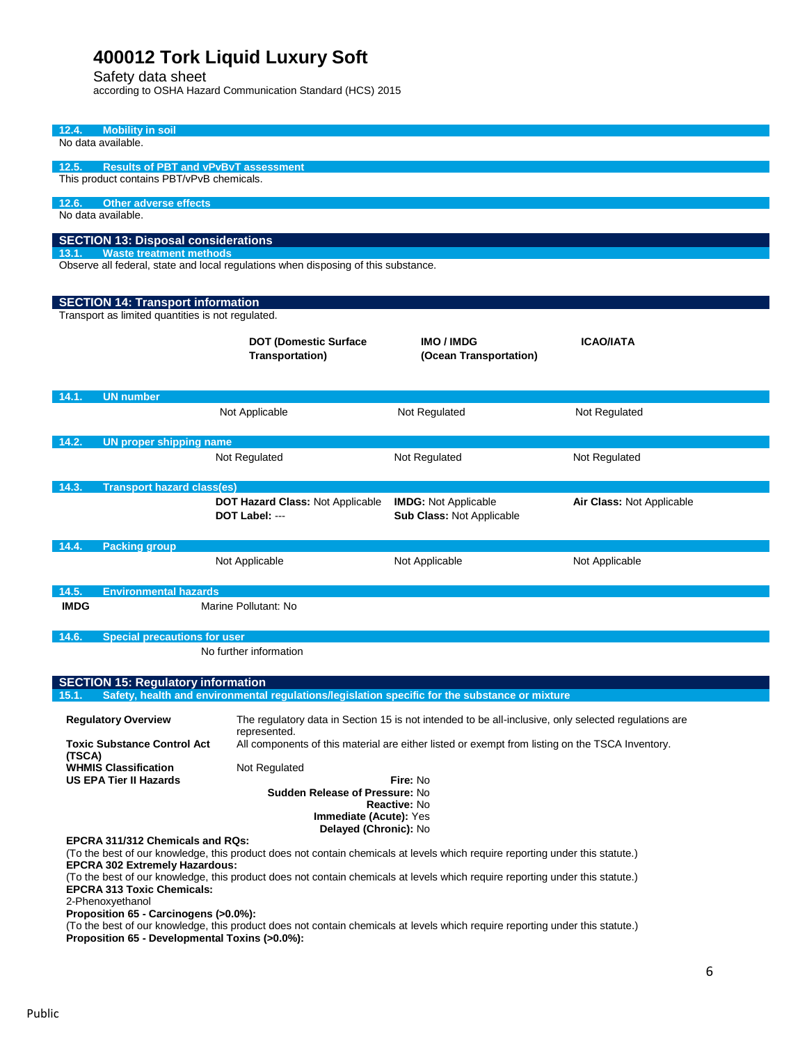#### 12.4. Mobility in soil

No data available.

#### 12.5. Results of PBT and vPvBvT assessment

This product contains PBT/vPvB chemicals.

#### 12.6. Other adverse effects

No data available.

## SECTION 13: Disposal considerations

#### 13.1. Waste treatment methods

Observe all federal, state and local regulations when disposing of this substance.

## SECTION 14: Transport information

Transport as limited quantities is not regulated.

| | DOT (Domestic Surface Transportation) | IMO / IMDG (Ocean Transportation) | ICAO/IATA |
|---|---|---|---|
| **14.1. UN number** | Not Applicable | Not Regulated | Not Regulated |
| **14.2. UN proper shipping name** | Not Regulated | Not Regulated | Not Regulated |
| **14.3. Transport hazard class(es)** | **DOT Hazard Class:** Not Applicable<br>**DOT Label:** --- | **IMDG:** Not Applicable<br>**Sub Class:** Not Applicable | **Air Class:** Not Applicable |
| **14.4. Packing group** | Not Applicable | Not Applicable | Not Applicable |

#### 14.5. Environmental hazards

**IMDG** Marine Pollutant: No

#### 14.6. Special precautions for user

No further information

## SECTION 15: Regulatory information

#### 15.1. Safety, health and environmental regulations/legislation specific for the substance or mixture

**Regulatory Overview**: The regulatory data in Section 15 is not intended to be all-inclusive, only selected regulations are represented.

**Toxic Substance Control Act (TSCA)**: All components of this material are either listed or exempt from listing on the TSCA Inventory.

**WHMIS Classification**: Not Regulated

**US EPA Tier II Hazards**

- **Fire:** No
- **Sudden Release of Pressure:** No
- **Reactive:** No
- **Immediate (Acute):** Yes
- **Delayed (Chronic):** No

**EPCRA 311/312 Chemicals and RQs:**
(To the best of our knowledge, this product does not contain chemicals at levels which require reporting under this statute.)

**EPCRA 302 Extremely Hazardous:**
(To the best of our knowledge, this product does not contain chemicals at levels which require reporting under this statute.)

**EPCRA 313 Toxic Chemicals:**
2-Phenoxyethanol

**Proposition 65 - Carcinogens (>0.0%):**
(To the best of our knowledge, this product does not contain chemicals at levels which require reporting under this statute.)

**Proposition 65 - Developmental Toxins (>0.0%):**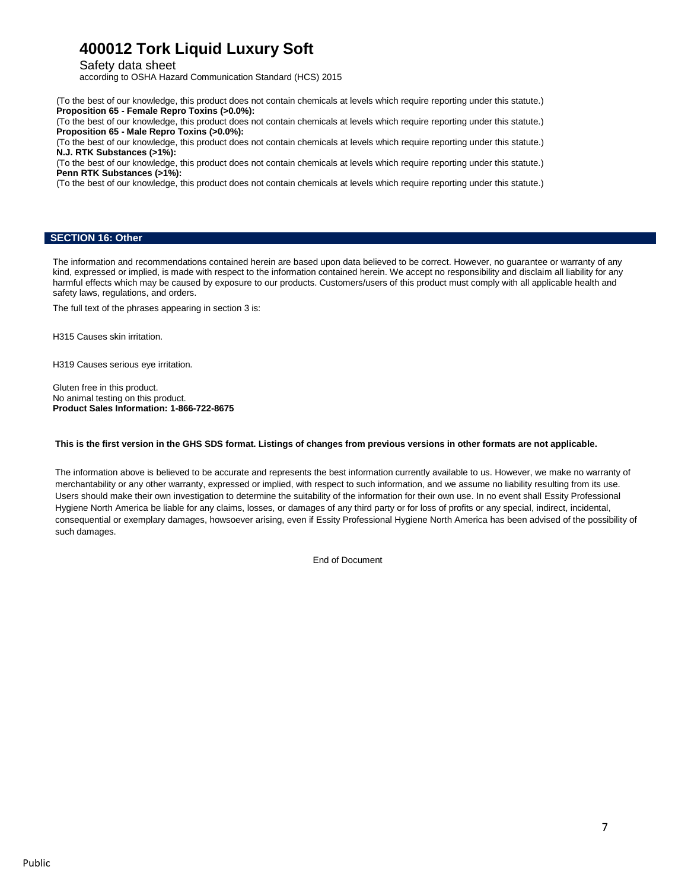(To the best of our knowledge, this product does not contain chemicals at levels which require reporting under this statute.)

**Proposition 65 - Female Repro Toxins (>0.0%):**

(To the best of our knowledge, this product does not contain chemicals at levels which require reporting under this statute.)

**Proposition 65 - Male Repro Toxins (>0.0%):**

(To the best of our knowledge, this product does not contain chemicals at levels which require reporting under this statute.)

**N.J. RTK Substances (>1%):**

(To the best of our knowledge, this product does not contain chemicals at levels which require reporting under this statute.)

**Penn RTK Substances (>1%):**

(To the best of our knowledge, this product does not contain chemicals at levels which require reporting under this statute.)

## SECTION 16: Other

The information and recommendations contained herein are based upon data believed to be correct. However, no guarantee or warranty of any kind, expressed or implied, is made with respect to the information contained herein. We accept no responsibility and disclaim all liability for any harmful effects which may be caused by exposure to our products. Customers/users of this product must comply with all applicable health and safety laws, regulations, and orders.

The full text of the phrases appearing in section 3 is:

H315 Causes skin irritation.

H319 Causes serious eye irritation.

Gluten free in this product.
No animal testing on this product.
**Product Sales Information: 1-866-722-8675**

**This is the first version in the GHS SDS format. Listings of changes from previous versions in other formats are not applicable.**

The information above is believed to be accurate and represents the best information currently available to us. However, we make no warranty of merchantability or any other warranty, expressed or implied, with respect to such information, and we assume no liability resulting from its use. Users should make their own investigation to determine the suitability of the information for their own use. In no event shall Essity Professional Hygiene North America be liable for any claims, losses, or damages of any third party or for loss of profits or any special, indirect, incidental, consequential or exemplary damages, howsoever arising, even if Essity Professional Hygiene North America has been advised of the possibility of such damages.

End of Document